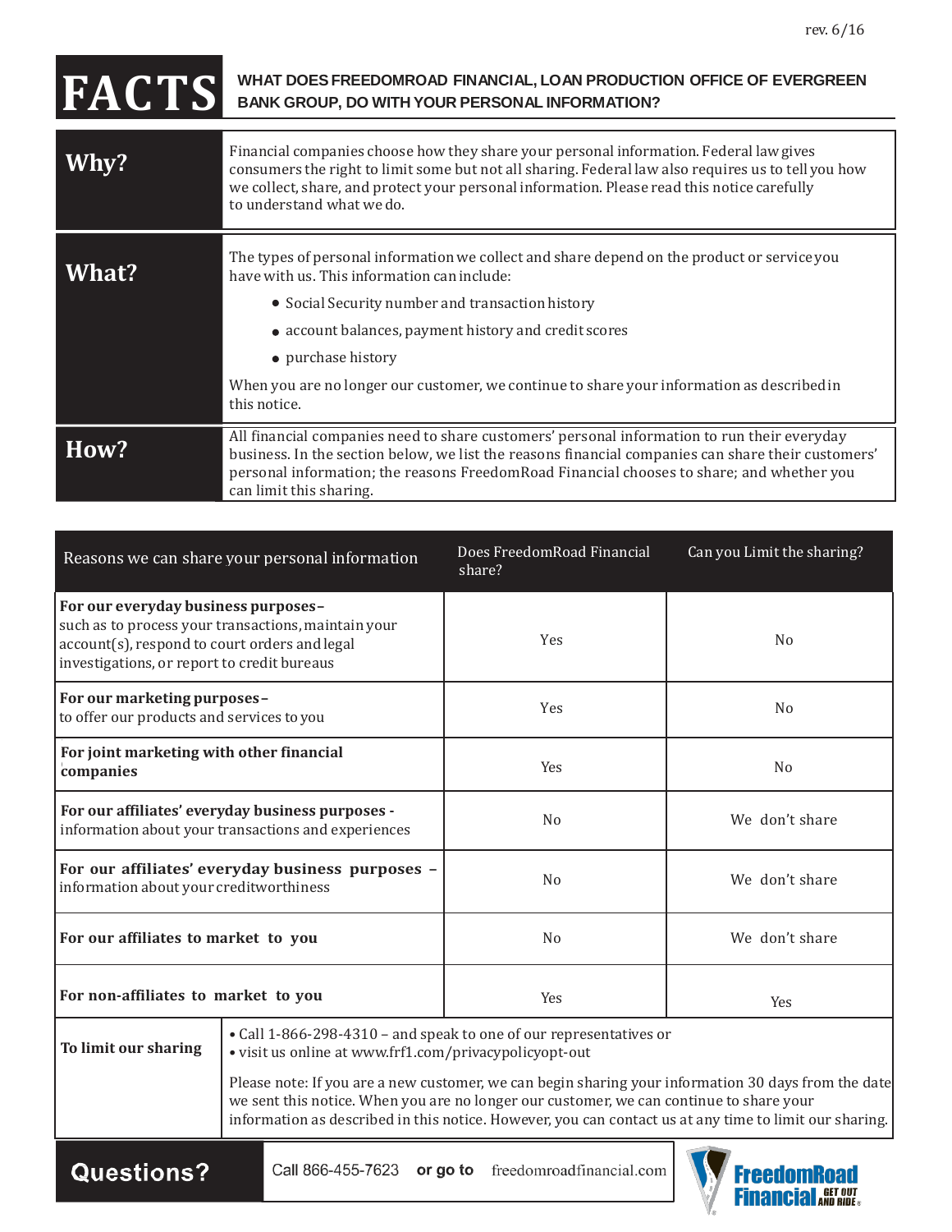rev. 6/16

# FACTS

**WHAT DOES FREEDOMROAD FINANCIAL, LOAN PRODUCTION OFFICE OF EVERGREEN BANK GROUP, DO WITH YOUR PERSONAL INFORMATION?**

| | |
|---|---|
| **Why?** | Financial companies choose how they share your personal information. Federal law gives consumers the right to limit some but not all sharing. Federal law also requires us to tell you how we collect, share, and protect your personal information. Please read this notice carefully to understand what we do. |
| **What?** | The types of personal information we collect and share depend on the product or service you have with us. This information can include:<br>• Social Security number and transaction history<br>• account balances, payment history and credit scores<br>• purchase history<br><br>When you are no longer our customer, we continue to share your information as described in this notice. |
| **How?** | All financial companies need to share customers' personal information to run their everyday business. In the section below, we list the reasons financial companies can share their customers' personal information; the reasons FreedomRoad Financial chooses to share; and whether you can limit this sharing. |

| Reasons we can share your personal information | Does FreedomRoad Financial share? | Can you Limit the sharing? |
|---|---|---|
| **For our everyday business purposes–** such as to process your transactions, maintain your account(s), respond to court orders and legal investigations, or report to credit bureaus | Yes | No |
| **For our marketing purposes–** to offer our products and services to you | Yes | No |
| **For joint marketing with other financial companies** | Yes | No |
| **For our affiliates' everyday business purposes -** information about your transactions and experiences | No | We don't share |
| **For our affiliates' everyday business purposes –** information about your creditworthiness | No | We don't share |
| **For our affiliates to market to you** | No | We don't share |
| **For non-affiliates to market to you** | Yes | Yes |

| | |
|---|---|
| **To limit our sharing** | • Call 1-866-298-4310 – and speak to one of our representatives or<br>• visit us online at www.frf1.com/privacypolicyopt-out<br><br>Please note: If you are a new customer, we can begin sharing your information 30 days from the date we sent this notice. When you are no longer our customer, we can continue to share your information as described in this notice. However, you can contact us at any time to limit our sharing. |

| | |
|---|---|
| **Questions?** | Call 866-455-7623 **or go to** freedomroadfinancial.com |

FreedomRoad Financial GET OUT AND RIDE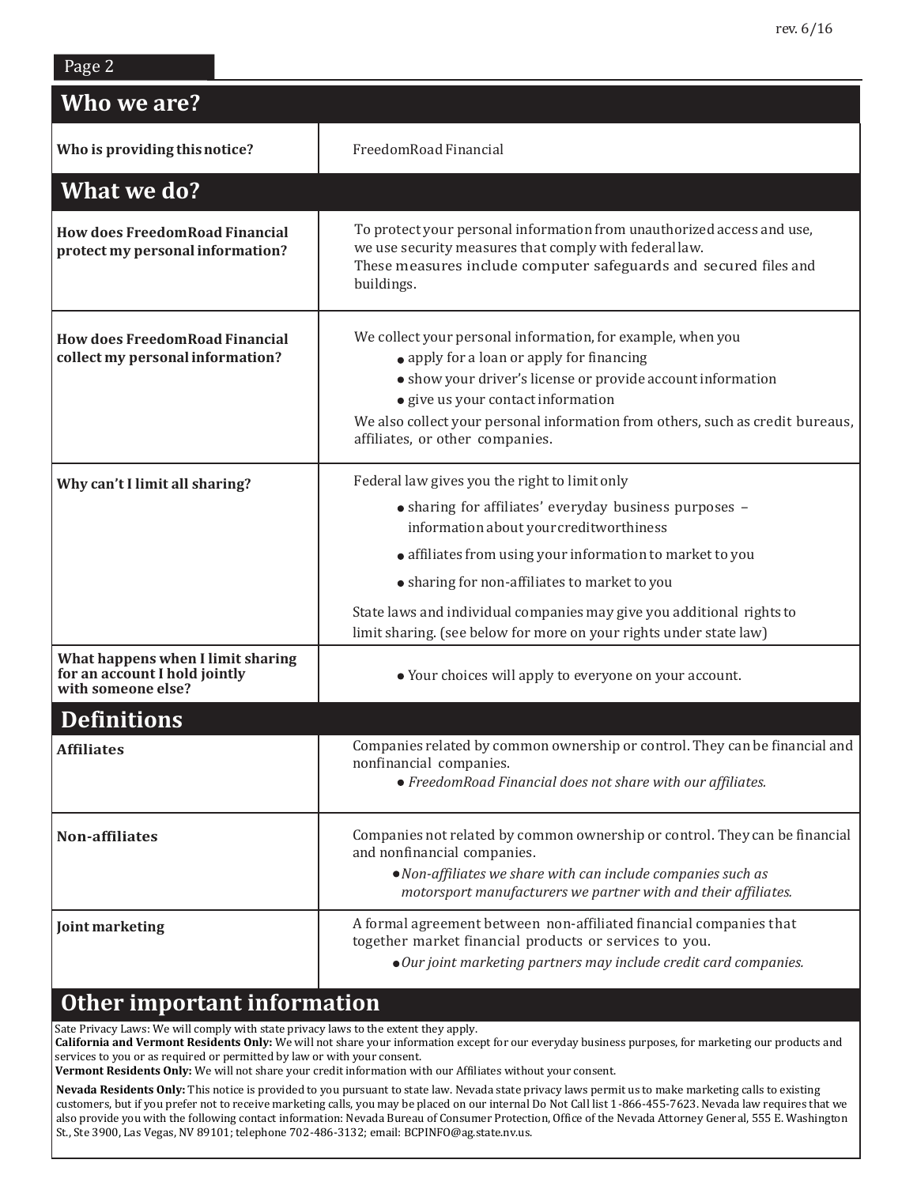## Who we are?

| | |
|---|---|
| **Who is providing this notice?** | FreedomRoad Financial |

## What we do?

| | |
|---|---|
| **How does FreedomRoad Financial protect my personal information?** | To protect your personal information from unauthorized access and use, we use security measures that comply with federal law. These measures include computer safeguards and secured files and buildings. |
| **How does FreedomRoad Financial collect my personal information?** | We collect your personal information, for example, when you<br>• apply for a loan or apply for financing<br>• show your driver's license or provide account information<br>• give us your contact information<br>We also collect your personal information from others, such as credit bureaus, affiliates, or other companies. |
| **Why can't I limit all sharing?** | Federal law gives you the right to limit only<br>• sharing for affiliates' everyday business purposes – information about your creditworthiness<br>• affiliates from using your information to market to you<br>• sharing for non-affiliates to market to you<br>State laws and individual companies may give you additional rights to limit sharing. (see below for more on your rights under state law) |
| **What happens when I limit sharing for an account I hold jointly with someone else?** | • Your choices will apply to everyone on your account. |

## Definitions

| | |
|---|---|
| **Affiliates** | Companies related by common ownership or control. They can be financial and nonfinancial companies.<br>• *FreedomRoad Financial does not share with our affiliates.* |
| **Non-affiliates** | Companies not related by common ownership or control. They can be financial and nonfinancial companies.<br>• *Non-affiliates we share with can include companies such as motorsport manufacturers we partner with and their affiliates.* |
| **Joint marketing** | A formal agreement between non-affiliated financial companies that together market financial products or services to you.<br>• *Our joint marketing partners may include credit card companies.* |

## Other important information

Sate Privacy Laws: We will comply with state privacy laws to the extent they apply.
**California and Vermont Residents Only:** We will not share your information except for our everyday business purposes, for marketing our products and services to you or as required or permitted by law or with your consent.
**Vermont Residents Only:** We will not share your credit information with our Affiliates without your consent.

**Nevada Residents Only:** This notice is provided to you pursuant to state law. Nevada state privacy laws permit us to make marketing calls to existing customers, but if you prefer not to receive marketing calls, you may be placed on our internal Do Not Call list 1-866-455-7623. Nevada law requires that we also provide you with the following contact information: Nevada Bureau of Consumer Protection, Office of the Nevada Attorney General, 555 E. Washington St., Ste 3900, Las Vegas, NV 89101; telephone 702-486-3132; email: BCPINFO@ag.state.nv.us.